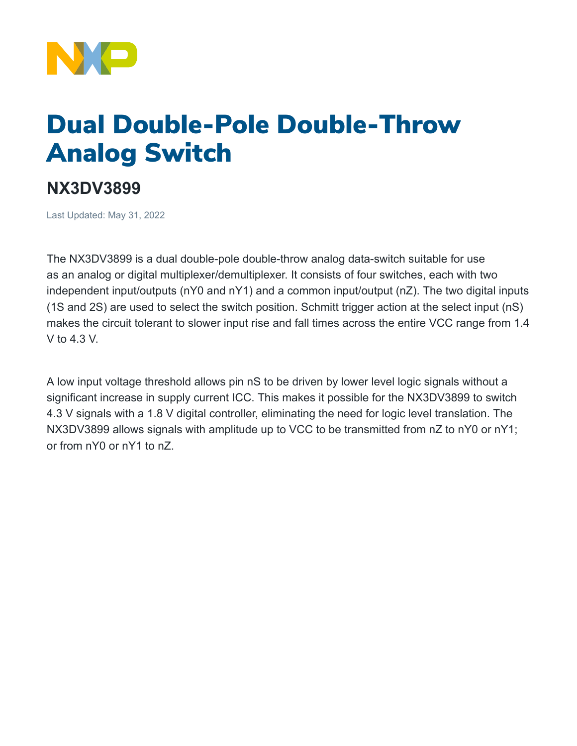# Dual Double-Pole Double-Throw Analog Switch

## NX3DV3899

Last Updated: May 31, 2022

The NX3DV3899 is a dual double-pole double-throw analog data-switch suitable for use as an analog or digital multiplexer/demultiplexer. It consists of four switches, each with two independent input/outputs (nY0 and nY1) and a common input/output (nZ). The two digital inputs (1S and 2S) are used to select the switch position. Schmitt trigger action at the select input (nS) makes the circuit tolerant to slower input rise and fall times across the entire VCC range from 1.4 V to 4.3 V.

A low input voltage threshold allows pin nS to be driven by lower level logic signals without a significant increase in supply current ICC. This makes it possible for the NX3DV3899 to switch 4.3 V signals with a 1.8 V digital controller, eliminating the need for logic level translation. The NX3DV3899 allows signals with amplitude up to VCC to be transmitted from nZ to nY0 or nY1; or from nY0 or nY1 to nZ.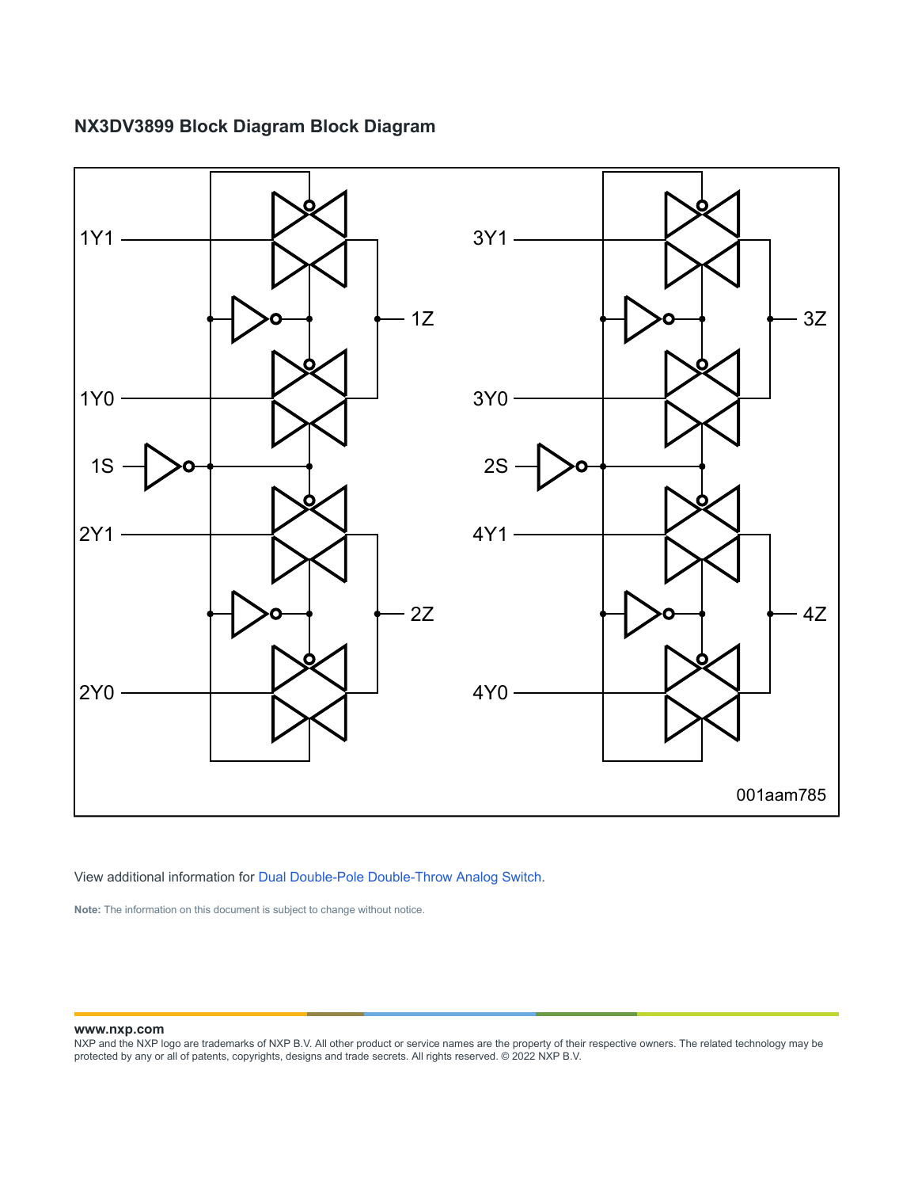## NX3DV3899 Block Diagram Block Diagram

1Y1
1Z
1Y0
1S
2Y1
2Z
2Y0
3Y1
3Z
3Y0
2S
4Y1
4Z
4Y0
001aam785

View additional information for Dual Double-Pole Double-Throw Analog Switch.

**Note:** The information on this document is subject to change without notice.

**www.nxp.com**
NXP and the NXP logo are trademarks of NXP B.V. All other product or service names are the property of their respective owners. The related technology may be protected by any or all of patents, copyrights, designs and trade secrets. All rights reserved. © 2022 NXP B.V.